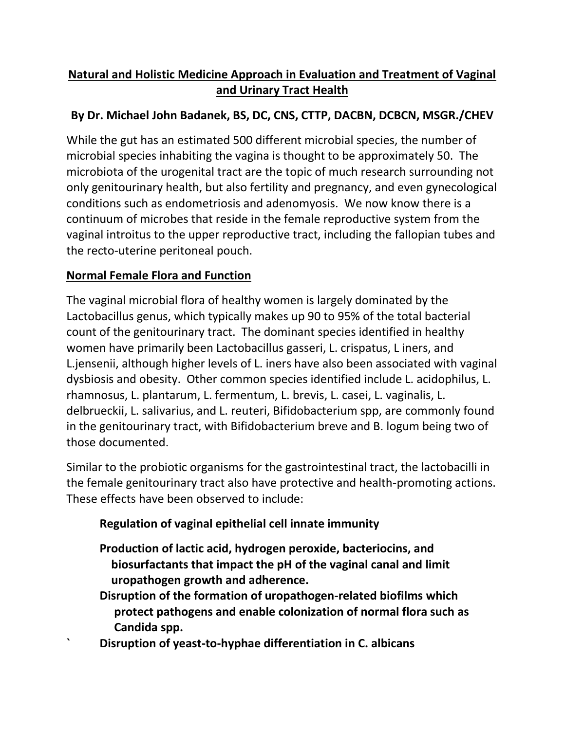# Natural and Holistic Medicine Approach in Evaluation and Treatment of Vaginal and Urinary Tract Health

**By Dr. Michael John Badanek, BS, DC, CNS, CTTP, DACBN, DCBCN, MSGR./CHEV**

While the gut has an estimated 500 different microbial species, the number of microbial species inhabiting the vagina is thought to be approximately 50. The microbiota of the urogenital tract are the topic of much research surrounding not only genitourinary health, but also fertility and pregnancy, and even gynecological conditions such as endometriosis and adenomyosis. We now know there is a continuum of microbes that reside in the female reproductive system from the vaginal introitus to the upper reproductive tract, including the fallopian tubes and the recto-uterine peritoneal pouch.

## Normal Female Flora and Function

The vaginal microbial flora of healthy women is largely dominated by the Lactobacillus genus, which typically makes up 90 to 95% of the total bacterial count of the genitourinary tract. The dominant species identified in healthy women have primarily been Lactobacillus gasseri, L. crispatus, L iners, and L.jensenii, although higher levels of L. iners have also been associated with vaginal dysbiosis and obesity. Other common species identified include L. acidophilus, L. rhamnosus, L. plantarum, L. fermentum, L. brevis, L. casei, L. vaginalis, L. delbrueckii, L. salivarius, and L. reuteri, Bifidobacterium spp, are commonly found in the genitourinary tract, with Bifidobacterium breve and B. logum being two of those documented.

Similar to the probiotic organisms for the gastrointestinal tract, the lactobacilli in the female genitourinary tract also have protective and health-promoting actions. These effects have been observed to include:

- **Regulation of vaginal epithelial cell innate immunity**
- **Production of lactic acid, hydrogen peroxide, bacteriocins, and biosurfactants that impact the pH of the vaginal canal and limit uropathogen growth and adherence.**
- **Disruption of the formation of uropathogen-related biofilms which protect pathogens and enable colonization of normal flora such as Candida spp.**
- **Disruption of yeast-to-hyphae differentiation in C. albicans**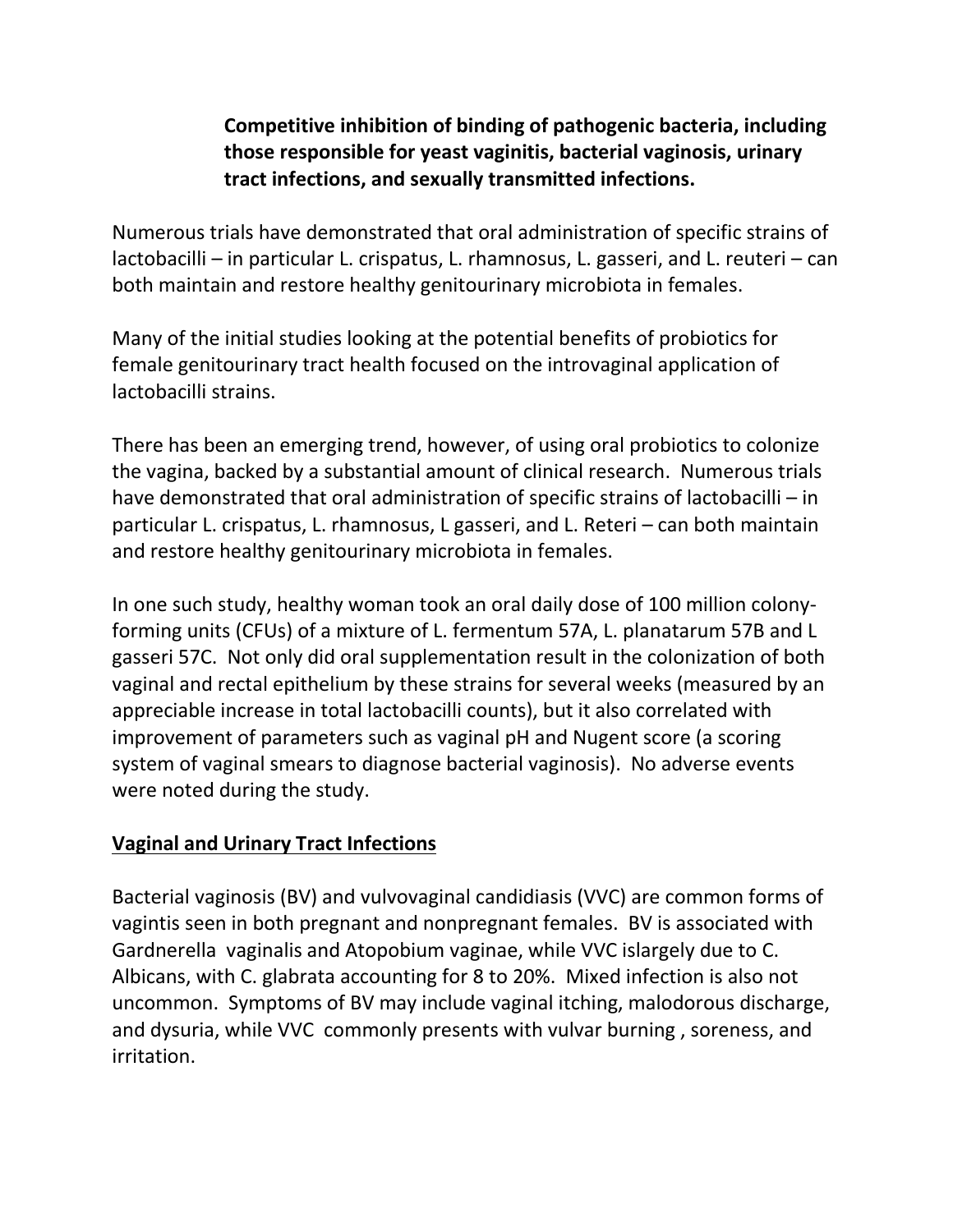**Competitive inhibition of binding of pathogenic bacteria, including those responsible for yeast vaginitis, bacterial vaginosis, urinary tract infections, and sexually transmitted infections.**

Numerous trials have demonstrated that oral administration of specific strains of lactobacilli – in particular L. crispatus, L. rhamnosus, L. gasseri, and L. reuteri – can both maintain and restore healthy genitourinary microbiota in females.

Many of the initial studies looking at the potential benefits of probiotics for female genitourinary tract health focused on the introvaginal application of lactobacilli strains.

There has been an emerging trend, however, of using oral probiotics to colonize the vagina, backed by a substantial amount of clinical research. Numerous trials have demonstrated that oral administration of specific strains of lactobacilli – in particular L. crispatus, L. rhamnosus, L gasseri, and L. Reteri – can both maintain and restore healthy genitourinary microbiota in females.

In one such study, healthy woman took an oral daily dose of 100 million colony-forming units (CFUs) of a mixture of L. fermentum 57A, L. planatarum 57B and L gasseri 57C. Not only did oral supplementation result in the colonization of both vaginal and rectal epithelium by these strains for several weeks (measured by an appreciable increase in total lactobacilli counts), but it also correlated with improvement of parameters such as vaginal pH and Nugent score (a scoring system of vaginal smears to diagnose bacterial vaginosis). No adverse events were noted during the study.

## Vaginal and Urinary Tract Infections

Bacterial vaginosis (BV) and vulvovaginal candidiasis (VVC) are common forms of vagintis seen in both pregnant and nonpregnant females. BV is associated with Gardnerella vaginalis and Atopobium vaginae, while VVC islargely due to C. Albicans, with C. glabrata accounting for 8 to 20%. Mixed infection is also not uncommon. Symptoms of BV may include vaginal itching, malodorous discharge, and dysuria, while VVC commonly presents with vulvar burning , soreness, and irritation.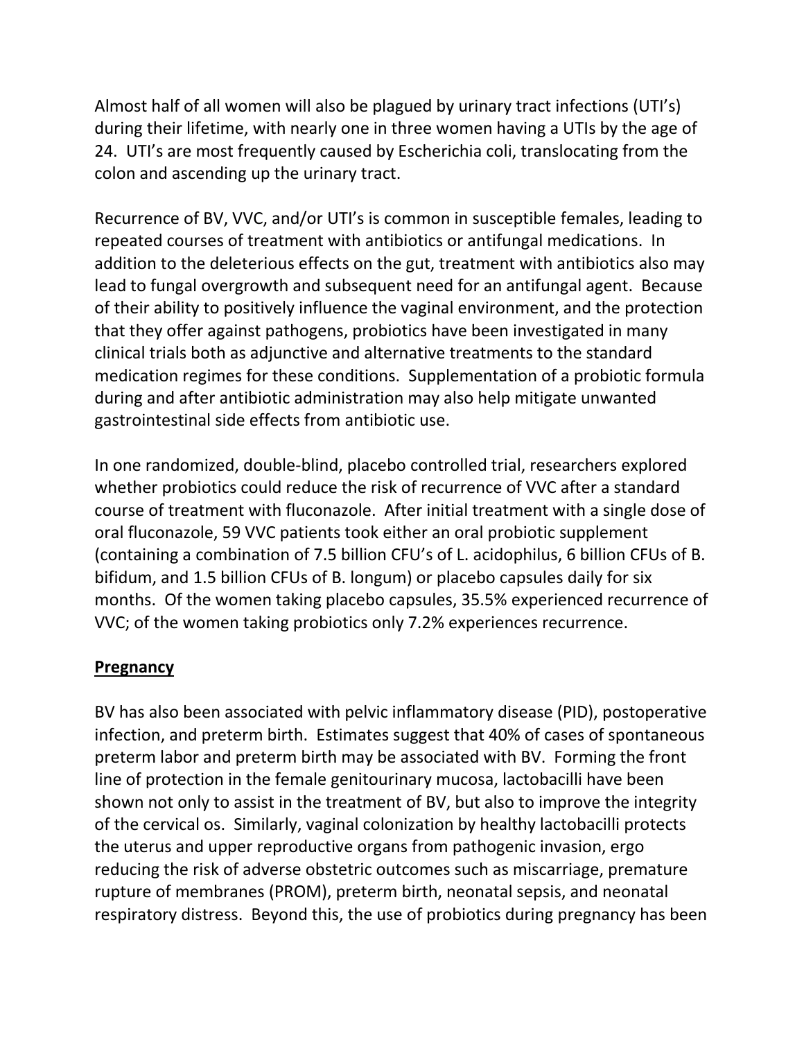Almost half of all women will also be plagued by urinary tract infections (UTI's) during their lifetime, with nearly one in three women having a UTIs by the age of 24. UTI's are most frequently caused by Escherichia coli, translocating from the colon and ascending up the urinary tract.

Recurrence of BV, VVC, and/or UTI's is common in susceptible females, leading to repeated courses of treatment with antibiotics or antifungal medications. In addition to the deleterious effects on the gut, treatment with antibiotics also may lead to fungal overgrowth and subsequent need for an antifungal agent. Because of their ability to positively influence the vaginal environment, and the protection that they offer against pathogens, probiotics have been investigated in many clinical trials both as adjunctive and alternative treatments to the standard medication regimes for these conditions. Supplementation of a probiotic formula during and after antibiotic administration may also help mitigate unwanted gastrointestinal side effects from antibiotic use.

In one randomized, double-blind, placebo controlled trial, researchers explored whether probiotics could reduce the risk of recurrence of VVC after a standard course of treatment with fluconazole. After initial treatment with a single dose of oral fluconazole, 59 VVC patients took either an oral probiotic supplement (containing a combination of 7.5 billion CFU's of L. acidophilus, 6 billion CFUs of B. bifidum, and 1.5 billion CFUs of B. longum) or placebo capsules daily for six months. Of the women taking placebo capsules, 35.5% experienced recurrence of VVC; of the women taking probiotics only 7.2% experiences recurrence.

## **Pregnancy**

BV has also been associated with pelvic inflammatory disease (PID), postoperative infection, and preterm birth. Estimates suggest that 40% of cases of spontaneous preterm labor and preterm birth may be associated with BV. Forming the front line of protection in the female genitourinary mucosa, lactobacilli have been shown not only to assist in the treatment of BV, but also to improve the integrity of the cervical os. Similarly, vaginal colonization by healthy lactobacilli protects the uterus and upper reproductive organs from pathogenic invasion, ergo reducing the risk of adverse obstetric outcomes such as miscarriage, premature rupture of membranes (PROM), preterm birth, neonatal sepsis, and neonatal respiratory distress. Beyond this, the use of probiotics during pregnancy has been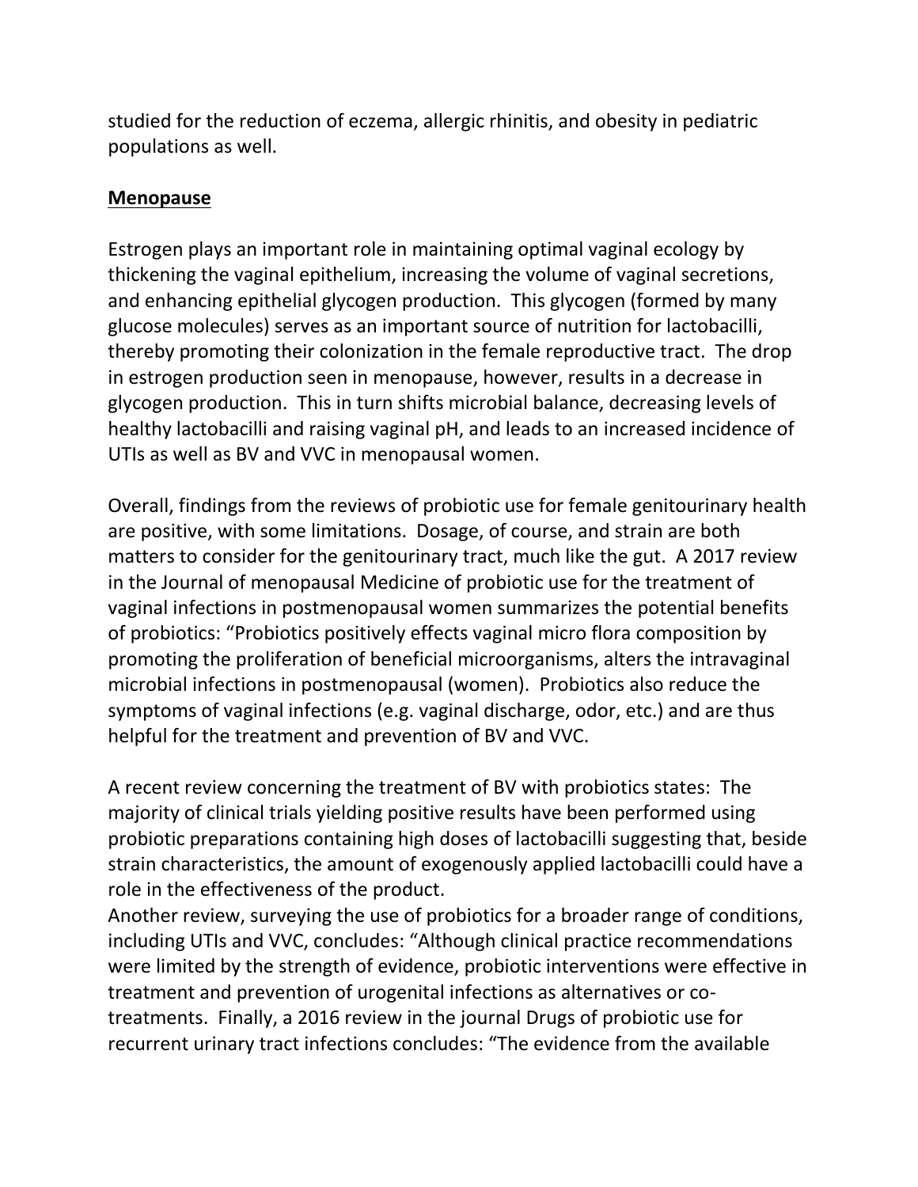studied for the reduction of eczema, allergic rhinitis, and obesity in pediatric populations as well.

**<u>Menopause</u>**

Estrogen plays an important role in maintaining optimal vaginal ecology by thickening the vaginal epithelium, increasing the volume of vaginal secretions, and enhancing epithelial glycogen production. This glycogen (formed by many glucose molecules) serves as an important source of nutrition for lactobacilli, thereby promoting their colonization in the female reproductive tract. The drop in estrogen production seen in menopause, however, results in a decrease in glycogen production. This in turn shifts microbial balance, decreasing levels of healthy lactobacilli and raising vaginal pH, and leads to an increased incidence of UTIs as well as BV and VVC in menopausal women.

Overall, findings from the reviews of probiotic use for female genitourinary health are positive, with some limitations. Dosage, of course, and strain are both matters to consider for the genitourinary tract, much like the gut. A 2017 review in the Journal of menopausal Medicine of probiotic use for the treatment of vaginal infections in postmenopausal women summarizes the potential benefits of probiotics: "Probiotics positively effects vaginal micro flora composition by promoting the proliferation of beneficial microorganisms, alters the intravaginal microbial infections in postmenopausal (women). Probiotics also reduce the symptoms of vaginal infections (e.g. vaginal discharge, odor, etc.) and are thus helpful for the treatment and prevention of BV and VVC.

A recent review concerning the treatment of BV with probiotics states: The majority of clinical trials yielding positive results have been performed using probiotic preparations containing high doses of lactobacilli suggesting that, beside strain characteristics, the amount of exogenously applied lactobacilli could have a role in the effectiveness of the product.
Another review, surveying the use of probiotics for a broader range of conditions, including UTIs and VVC, concludes: "Although clinical practice recommendations were limited by the strength of evidence, probiotic interventions were effective in treatment and prevention of urogenital infections as alternatives or co-treatments. Finally, a 2016 review in the journal Drugs of probiotic use for recurrent urinary tract infections concludes: "The evidence from the available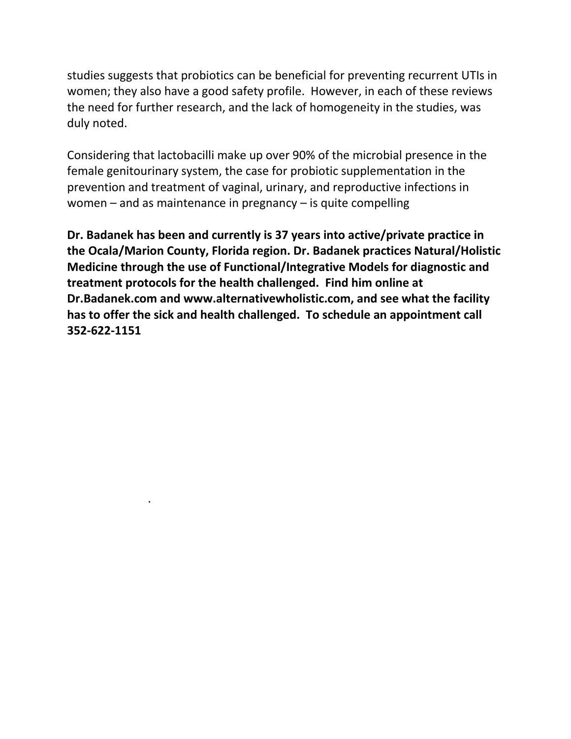studies suggests that probiotics can be beneficial for preventing recurrent UTIs in women; they also have a good safety profile. However, in each of these reviews the need for further research, and the lack of homogeneity in the studies, was duly noted.

Considering that lactobacilli make up over 90% of the microbial presence in the female genitourinary system, the case for probiotic supplementation in the prevention and treatment of vaginal, urinary, and reproductive infections in women – and as maintenance in pregnancy – is quite compelling

**Dr. Badanek has been and currently is 37 years into active/private practice in the Ocala/Marion County, Florida region. Dr. Badanek practices Natural/Holistic Medicine through the use of Functional/Integrative Models for diagnostic and treatment protocols for the health challenged. Find him online at Dr.Badanek.com and www.alternativewholistic.com, and see what the facility has to offer the sick and health challenged. To schedule an appointment call 352-622-1151**

.